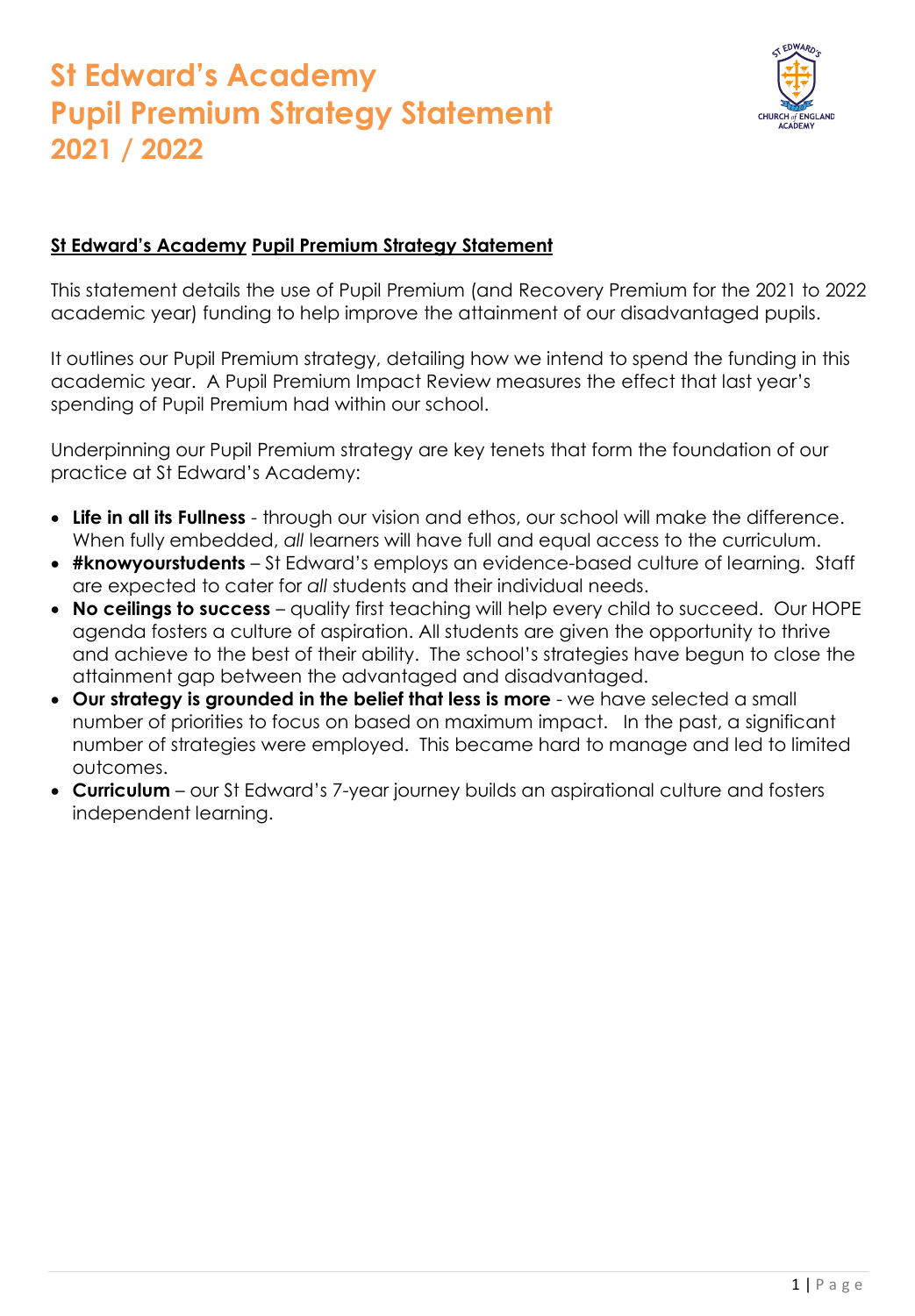# St Edward's Academy Pupil Premium Strategy Statement 2021 / 2022

**St Edward's Academy Pupil Premium Strategy Statement**

This statement details the use of Pupil Premium (and Recovery Premium for the 2021 to 2022 academic year) funding to help improve the attainment of our disadvantaged pupils.

It outlines our Pupil Premium strategy, detailing how we intend to spend the funding in this academic year. A Pupil Premium Impact Review measures the effect that last year's spending of Pupil Premium had within our school.

Underpinning our Pupil Premium strategy are key tenets that form the foundation of our practice at St Edward's Academy:

- **Life in all its Fullness** - through our vision and ethos, our school will make the difference. When fully embedded, *all* learners will have full and equal access to the curriculum.
- **#knowyourstudents** – St Edward's employs an evidence-based culture of learning. Staff are expected to cater for *all* students and their individual needs.
- **No ceilings to success** – quality first teaching will help every child to succeed. Our HOPE agenda fosters a culture of aspiration. All students are given the opportunity to thrive and achieve to the best of their ability. The school's strategies have begun to close the attainment gap between the advantaged and disadvantaged.
- **Our strategy is grounded in the belief that less is more** - we have selected a small number of priorities to focus on based on maximum impact. In the past, a significant number of strategies were employed. This became hard to manage and led to limited outcomes.
- **Curriculum** – our St Edward's 7-year journey builds an aspirational culture and fosters independent learning.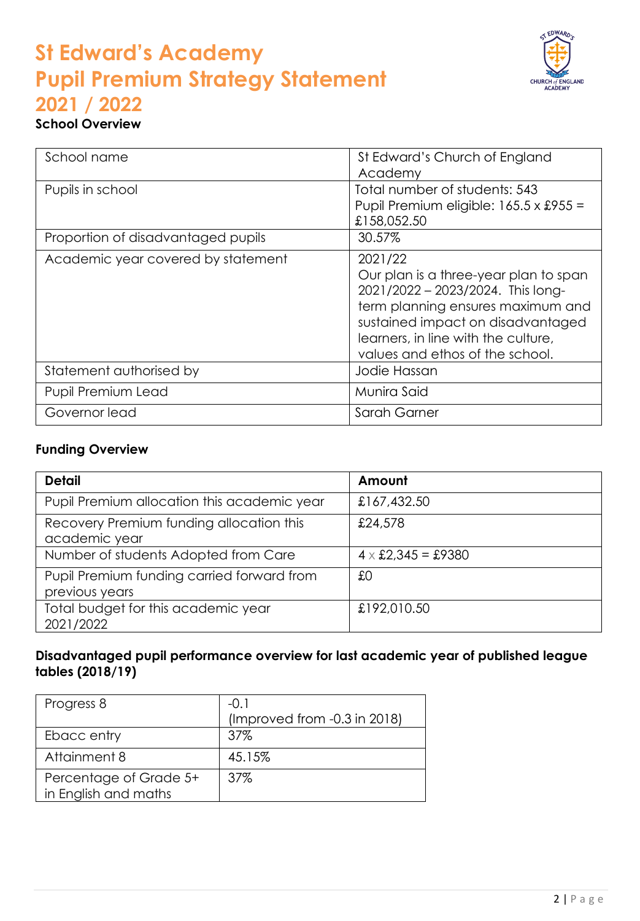# St Edward's Academy
# Pupil Premium Strategy Statement
# 2021 / 2022

## School Overview

| | |
|---|---|
| School name | St Edward's Church of England Academy |
| Pupils in school | Total number of students: 543<br>Pupil Premium eligible: 165.5 x £955 = £158,052.50 |
| Proportion of disadvantaged pupils | 30.57% |
| Academic year covered by statement | 2021/22<br>Our plan is a three-year plan to span 2021/2022 – 2023/2024. This long-term planning ensures maximum and sustained impact on disadvantaged learners, in line with the culture, values and ethos of the school. |
| Statement authorised by | Jodie Hassan |
| Pupil Premium Lead | Munira Said |
| Governor lead | Sarah Garner |

## Funding Overview

| Detail | Amount |
|---|---|
| Pupil Premium allocation this academic year | £167,432.50 |
| Recovery Premium funding allocation this academic year | £24,578 |
| Number of students Adopted from Care | 4 x £2,345 = £9380 |
| Pupil Premium funding carried forward from previous years | £0 |
| Total budget for this academic year 2021/2022 | £192,010.50 |

## Disadvantaged pupil performance overview for last academic year of published league tables (2018/19)

| | |
|---|---|
| Progress 8 | -0.1<br>(Improved from -0.3 in 2018) |
| Ebacc entry | 37% |
| Attainment 8 | 45.15% |
| Percentage of Grade 5+ in English and maths | 37% |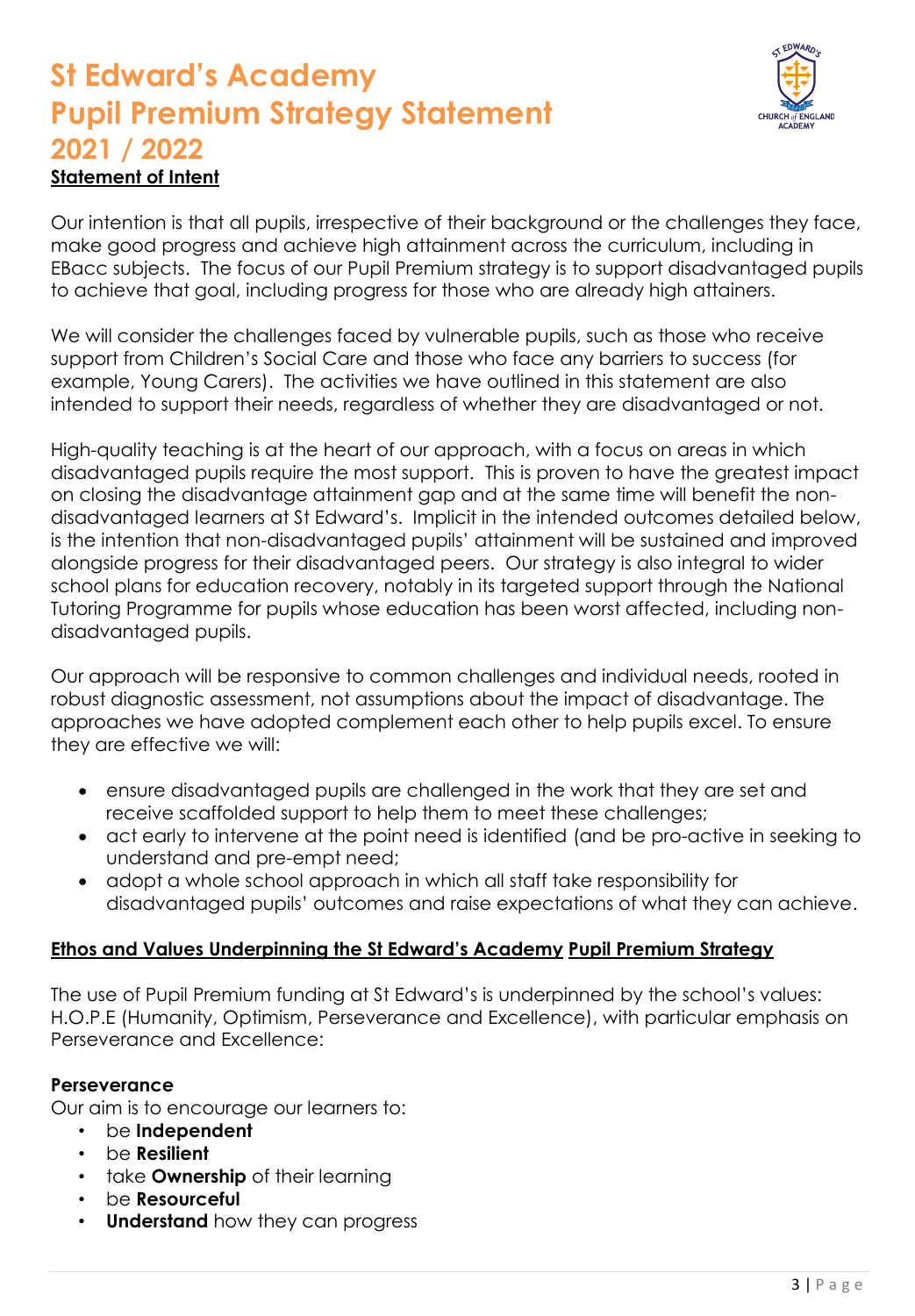# St Edward's Academy
# Pupil Premium Strategy Statement
# 2021 / 2022

**Statement of Intent**

Our intention is that all pupils, irrespective of their background or the challenges they face, make good progress and achieve high attainment across the curriculum, including in EBacc subjects. The focus of our Pupil Premium strategy is to support disadvantaged pupils to achieve that goal, including progress for those who are already high attainers.

We will consider the challenges faced by vulnerable pupils, such as those who receive support from Children's Social Care and those who face any barriers to success (for example, Young Carers). The activities we have outlined in this statement are also intended to support their needs, regardless of whether they are disadvantaged or not.

High-quality teaching is at the heart of our approach, with a focus on areas in which disadvantaged pupils require the most support. This is proven to have the greatest impact on closing the disadvantage attainment gap and at the same time will benefit the non-disadvantaged learners at St Edward's. Implicit in the intended outcomes detailed below, is the intention that non-disadvantaged pupils' attainment will be sustained and improved alongside progress for their disadvantaged peers. Our strategy is also integral to wider school plans for education recovery, notably in its targeted support through the National Tutoring Programme for pupils whose education has been worst affected, including non-disadvantaged pupils.

Our approach will be responsive to common challenges and individual needs, rooted in robust diagnostic assessment, not assumptions about the impact of disadvantage. The approaches we have adopted complement each other to help pupils excel. To ensure they are effective we will:

- ensure disadvantaged pupils are challenged in the work that they are set and receive scaffolded support to help them to meet these challenges;
- act early to intervene at the point need is identified (and be pro-active in seeking to understand and pre-empt need;
- adopt a whole school approach in which all staff take responsibility for disadvantaged pupils' outcomes and raise expectations of what they can achieve.

**Ethos and Values Underpinning the St Edward's Academy Pupil Premium Strategy**

The use of Pupil Premium funding at St Edward's is underpinned by the school's values: H.O.P.E (Humanity, Optimism, Perseverance and Excellence), with particular emphasis on Perseverance and Excellence:

**Perseverance**

Our aim is to encourage our learners to:

- be **Independent**
- be **Resilient**
- take **Ownership** of their learning
- be **Resourceful**
- **Understand** how they can progress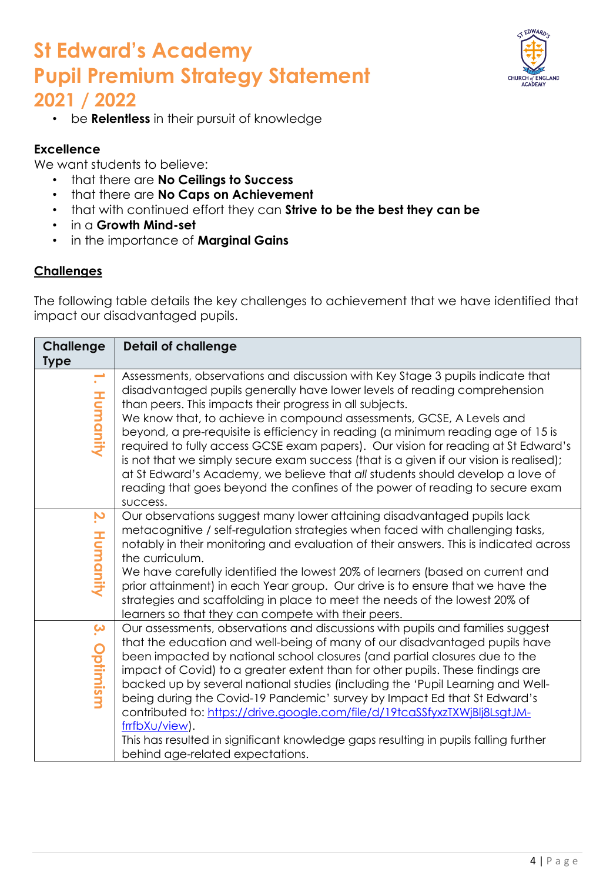# St Edward's Academy
# Pupil Premium Strategy Statement
# 2021 / 2022

- be **Relentless** in their pursuit of knowledge

**Excellence**

We want students to believe:

- that there are **No Ceilings to Success**
- that there are **No Caps on Achievement**
- that with continued effort they can **Strive to be the best they can be**
- in a **Growth Mind-set**
- in the importance of **Marginal Gains**

## Challenges

The following table details the key challenges to achievement that we have identified that impact our disadvantaged pupils.

| Challenge Type | Detail of challenge |
|---|---|
| 1. Humanity | Assessments, observations and discussion with Key Stage 3 pupils indicate that disadvantaged pupils generally have lower levels of reading comprehension than peers. This impacts their progress in all subjects.<br>We know that, to achieve in compound assessments, GCSE, A Levels and beyond, a pre-requisite is efficiency in reading (a minimum reading age of 15 is required to fully access GCSE exam papers). Our vision for reading at St Edward's is not that we simply secure exam success (that is a given if our vision is realised); at St Edward's Academy, we believe that *all* students should develop a love of reading that goes beyond the confines of the power of reading to secure exam success. |
| 2. Humanity | Our observations suggest many lower attaining disadvantaged pupils lack metacognitive / self-regulation strategies when faced with challenging tasks, notably in their monitoring and evaluation of their answers. This is indicated across the curriculum.<br>We have carefully identified the lowest 20% of learners (based on current and prior attainment) in each Year group. Our drive is to ensure that we have the strategies and scaffolding in place to meet the needs of the lowest 20% of learners so that they can compete with their peers. |
| 3. Optimism | Our assessments, observations and discussions with pupils and families suggest that the education and well-being of many of our disadvantaged pupils have been impacted by national school closures (and partial closures due to the impact of Covid) to a greater extent than for other pupils. These findings are backed up by several national studies (including the 'Pupil Learning and Well-being during the Covid-19 Pandemic' survey by Impact Ed that St Edward's contributed to: https://drive.google.com/file/d/19tcaSSfyxzTXWjBlj8LsgtJM-frrfbXu/view).<br>This has resulted in significant knowledge gaps resulting in pupils falling further behind age-related expectations. |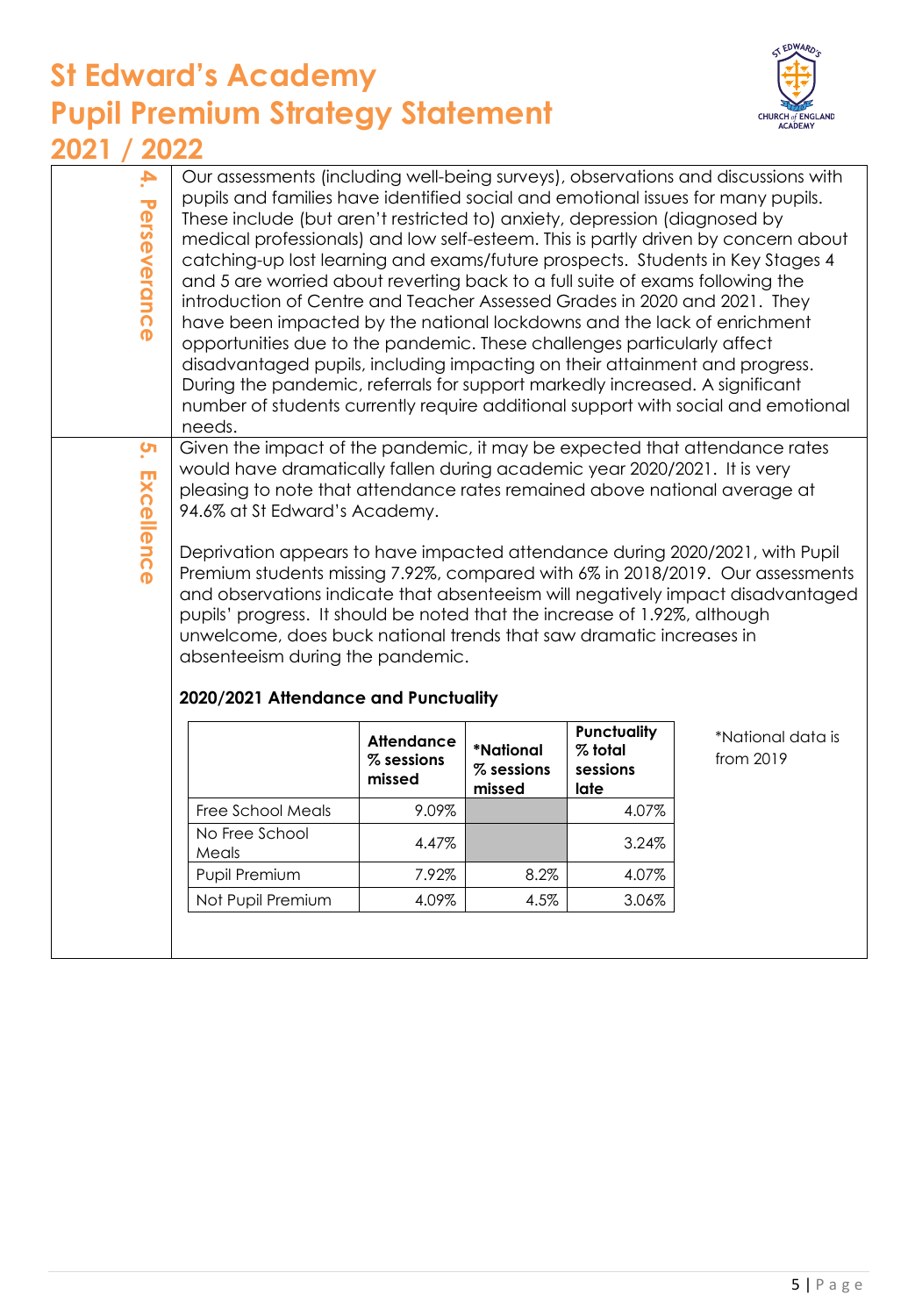| | |
|---|---|
| 4. Perseverance | Our assessments (including well-being surveys), observations and discussions with pupils and families have identified social and emotional issues for many pupils. These include (but aren't restricted to) anxiety, depression (diagnosed by medical professionals) and low self-esteem. This is partly driven by concern about catching-up lost learning and exams/future prospects. Students in Key Stages 4 and 5 are worried about reverting back to a full suite of exams following the introduction of Centre and Teacher Assessed Grades in 2020 and 2021. They have been impacted by the national lockdowns and the lack of enrichment opportunities due to the pandemic. These challenges particularly affect disadvantaged pupils, including impacting on their attainment and progress. During the pandemic, referrals for support markedly increased. A significant number of students currently require additional support with social and emotional needs. |
| 5. Excellence | Given the impact of the pandemic, it may be expected that attendance rates would have dramatically fallen during academic year 2020/2021. It is very pleasing to note that attendance rates remained above national average at 94.6% at St Edward's Academy.<br><br>Deprivation appears to have impacted attendance during 2020/2021, with Pupil Premium students missing 7.92%, compared with 6% in 2018/2019. Our assessments and observations indicate that absenteeism will negatively impact disadvantaged pupils' progress. It should be noted that the increase of 1.92%, although unwelcome, does buck national trends that saw dramatic increases in absenteeism during the pandemic. |

**2020/2021 Attendance and Punctuality**

| | Attendance % sessions missed | *National % sessions missed | Punctuality % total sessions late |
|---|---|---|---|
| Free School Meals | 9.09% | | 4.07% |
| No Free School Meals | 4.47% | | 3.24% |
| Pupil Premium | 7.92% | 8.2% | 4.07% |
| Not Pupil Premium | 4.09% | 4.5% | 3.06% |

*National data is from 2019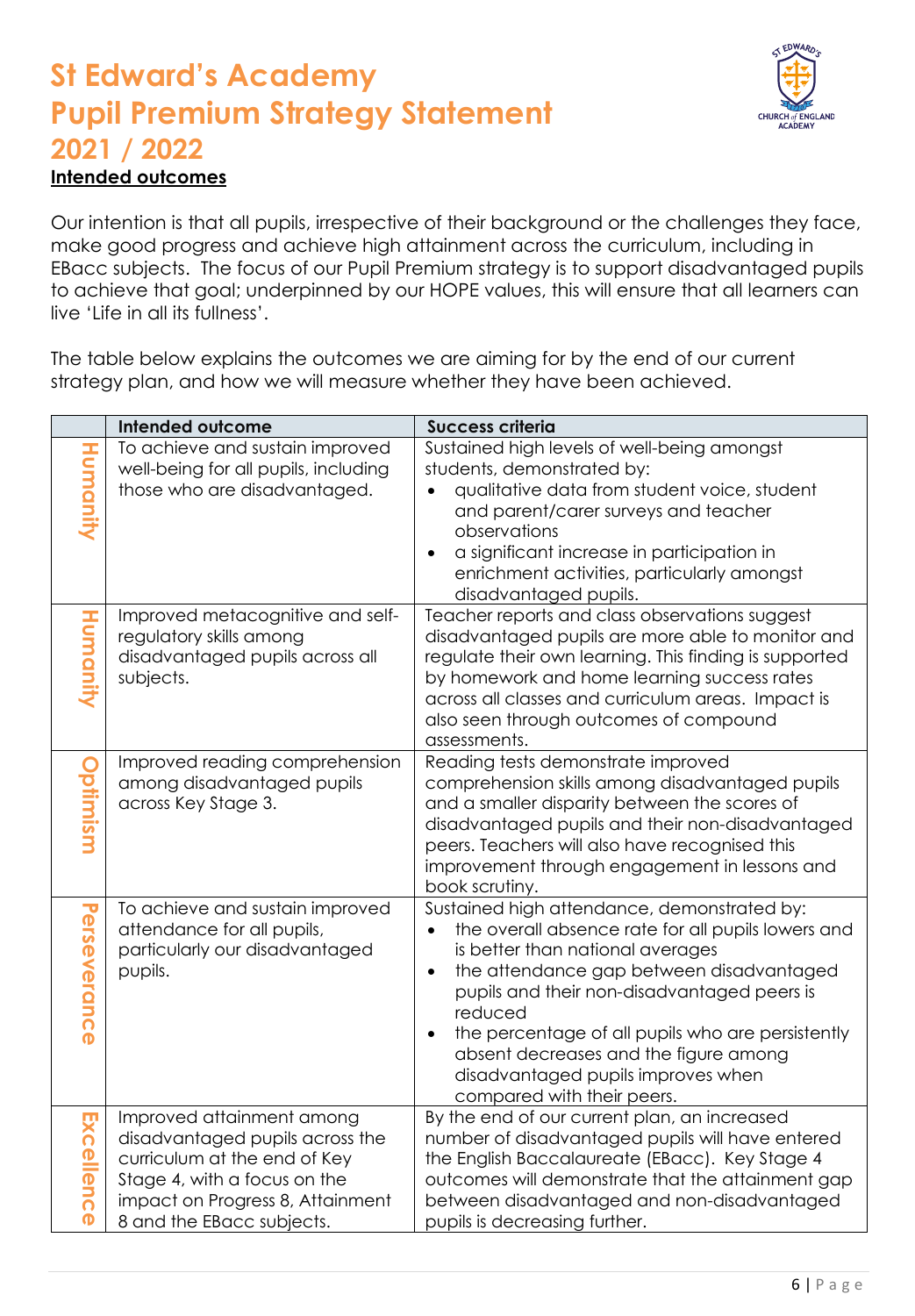# St Edward's Academy
# Pupil Premium Strategy Statement
# 2021 / 2022

**Intended outcomes**

Our intention is that all pupils, irrespective of their background or the challenges they face, make good progress and achieve high attainment across the curriculum, including in EBacc subjects. The focus of our Pupil Premium strategy is to support disadvantaged pupils to achieve that goal; underpinned by our HOPE values, this will ensure that all learners can live 'Life in all its fullness'.

The table below explains the outcomes we are aiming for by the end of our current strategy plan, and how we will measure whether they have been achieved.

| | Intended outcome | Success criteria |
|---|---|---|
| Humanity | To achieve and sustain improved well-being for all pupils, including those who are disadvantaged. | Sustained high levels of well-being amongst students, demonstrated by:<br>• qualitative data from student voice, student and parent/carer surveys and teacher observations<br>• a significant increase in participation in enrichment activities, particularly amongst disadvantaged pupils. |
| Humanity | Improved metacognitive and self-regulatory skills among disadvantaged pupils across all subjects. | Teacher reports and class observations suggest disadvantaged pupils are more able to monitor and regulate their own learning. This finding is supported by homework and home learning success rates across all classes and curriculum areas. Impact is also seen through outcomes of compound assessments. |
| Optimism | Improved reading comprehension among disadvantaged pupils across Key Stage 3. | Reading tests demonstrate improved comprehension skills among disadvantaged pupils and a smaller disparity between the scores of disadvantaged pupils and their non-disadvantaged peers. Teachers will also have recognised this improvement through engagement in lessons and book scrutiny. |
| Perseverance | To achieve and sustain improved attendance for all pupils, particularly our disadvantaged pupils. | Sustained high attendance, demonstrated by:<br>• the overall absence rate for all pupils lowers and is better than national averages<br>• the attendance gap between disadvantaged pupils and their non-disadvantaged peers is reduced<br>• the percentage of all pupils who are persistently absent decreases and the figure among disadvantaged pupils improves when compared with their peers. |
| Excellence | Improved attainment among disadvantaged pupils across the curriculum at the end of Key Stage 4, with a focus on the impact on Progress 8, Attainment 8 and the EBacc subjects. | By the end of our current plan, an increased number of disadvantaged pupils will have entered the English Baccalaureate (EBacc). Key Stage 4 outcomes will demonstrate that the attainment gap between disadvantaged and non-disadvantaged pupils is decreasing further. |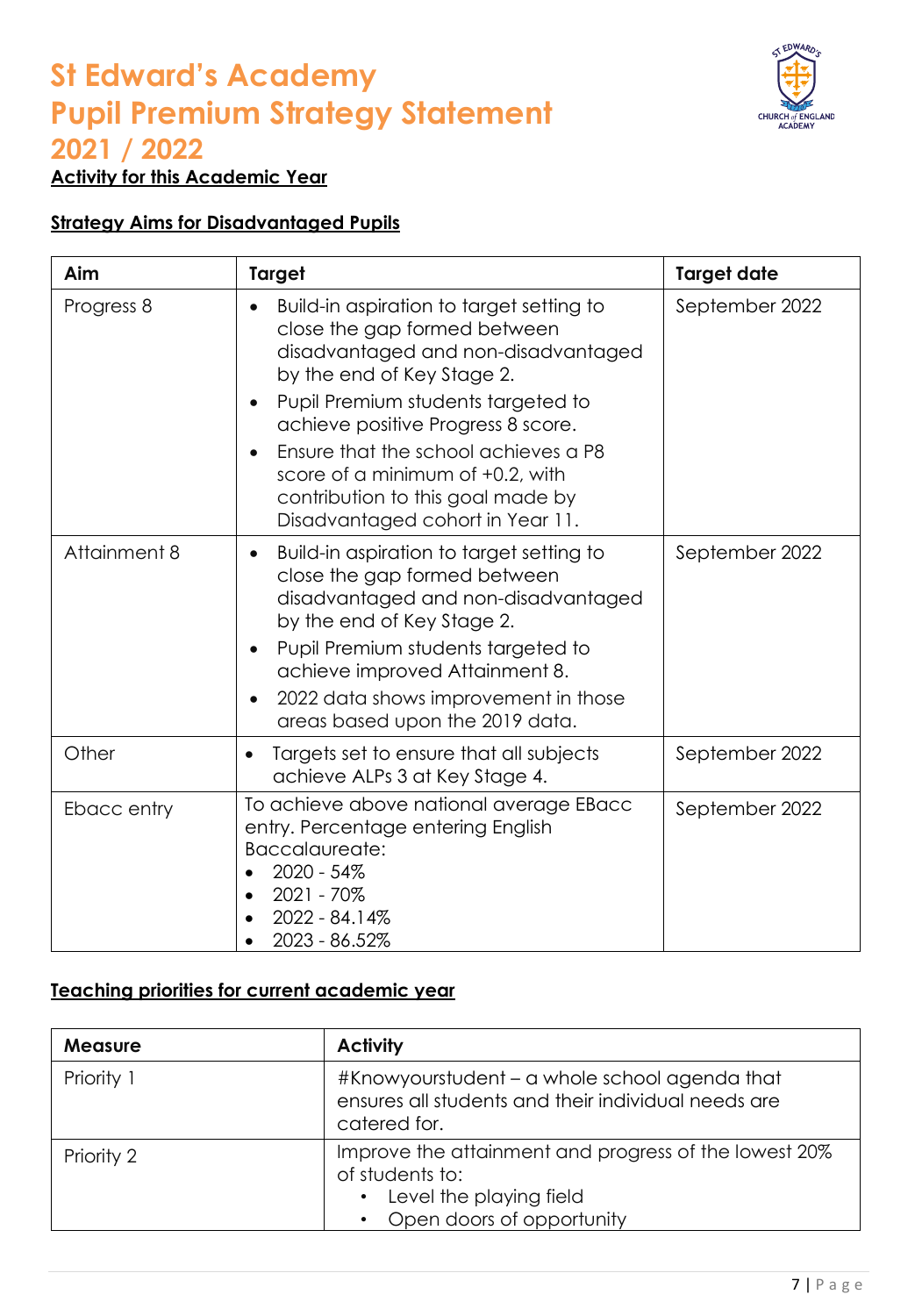# St Edward's Academy
# Pupil Premium Strategy Statement
# 2021 / 2022

**Activity for this Academic Year**

**Strategy Aims for Disadvantaged Pupils**

| Aim | Target | Target date |
|---|---|---|
| Progress 8 | • Build-in aspiration to target setting to close the gap formed between disadvantaged and non-disadvantaged by the end of Key Stage 2.<br>• Pupil Premium students targeted to achieve positive Progress 8 score.<br>• Ensure that the school achieves a P8 score of a minimum of +0.2, with contribution to this goal made by Disadvantaged cohort in Year 11. | September 2022 |
| Attainment 8 | • Build-in aspiration to target setting to close the gap formed between disadvantaged and non-disadvantaged by the end of Key Stage 2.<br>• Pupil Premium students targeted to achieve improved Attainment 8.<br>• 2022 data shows improvement in those areas based upon the 2019 data. | September 2022 |
| Other | • Targets set to ensure that all subjects achieve ALPs 3 at Key Stage 4. | September 2022 |
| Ebacc entry | To achieve above national average EBacc entry. Percentage entering English Baccalaureate:<br>• 2020 - 54%<br>• 2021 - 70%<br>• 2022 - 84.14%<br>• 2023 - 86.52% | September 2022 |

**Teaching priorities for current academic year**

| Measure | Activity |
|---|---|
| Priority 1 | #Knowyourstudent – a whole school agenda that ensures all students and their individual needs are catered for. |
| Priority 2 | Improve the attainment and progress of the lowest 20% of students to:<br>• Level the playing field<br>• Open doors of opportunity |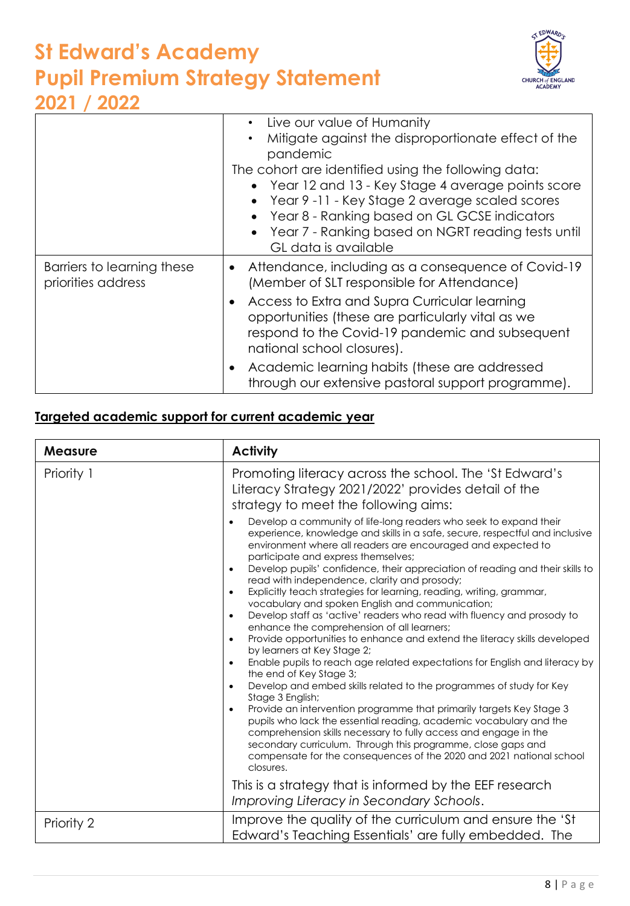# St Edward's Academy
# Pupil Premium Strategy Statement
# 2021 / 2022

| | |
|---|---|
| | • Live our value of Humanity<br>• Mitigate against the disproportionate effect of the pandemic<br>The cohort are identified using the following data:<br>• Year 12 and 13 - Key Stage 4 average points score<br>• Year 9 -11 - Key Stage 2 average scaled scores<br>• Year 8 - Ranking based on GL GCSE indicators<br>• Year 7 - Ranking based on NGRT reading tests until GL data is available |
| Barriers to learning these priorities address | • Attendance, including as a consequence of Covid-19 (Member of SLT responsible for Attendance)<br>• Access to Extra and Supra Curricular learning opportunities (these are particularly vital as we respond to the Covid-19 pandemic and subsequent national school closures).<br>• Academic learning habits (these are addressed through our extensive pastoral support programme). |

## Targeted academic support for current academic year

| Measure | Activity |
|---|---|
| Priority 1 | Promoting literacy across the school. The 'St Edward's Literacy Strategy 2021/2022' provides detail of the strategy to meet the following aims:<br>• Develop a community of life-long readers who seek to expand their experience, knowledge and skills in a safe, secure, respectful and inclusive environment where all readers are encouraged and expected to participate and express themselves;<br>• Develop pupils' confidence, their appreciation of reading and their skills to read with independence, clarity and prosody;<br>• Explicitly teach strategies for learning, reading, writing, grammar, vocabulary and spoken English and communication;<br>• Develop staff as 'active' readers who read with fluency and prosody to enhance the comprehension of all learners;<br>• Provide opportunities to enhance and extend the literacy skills developed by learners at Key Stage 2;<br>• Enable pupils to reach age related expectations for English and literacy by the end of Key Stage 3;<br>• Develop and embed skills related to the programmes of study for Key Stage 3 English;<br>• Provide an intervention programme that primarily targets Key Stage 3 pupils who lack the essential reading, academic vocabulary and the comprehension skills necessary to fully access and engage in the secondary curriculum. Through this programme, close gaps and compensate for the consequences of the 2020 and 2021 national school closures.<br>This is a strategy that is informed by the EEF research *Improving Literacy in Secondary Schools*. |
| Priority 2 | Improve the quality of the curriculum and ensure the 'St Edward's Teaching Essentials' are fully embedded. The |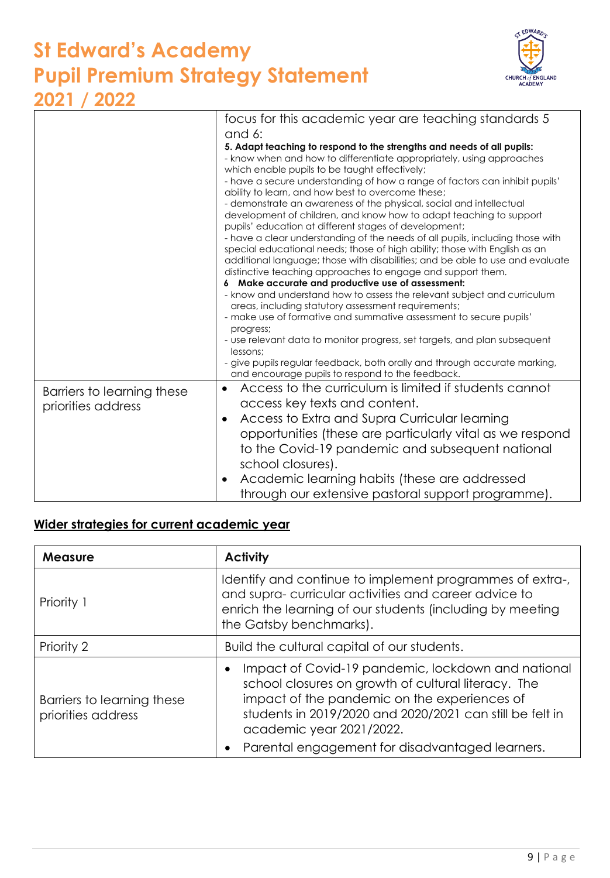| | |
|---|---|
| | focus for this academic year are teaching standards 5 and 6:<br>**5. Adapt teaching to respond to the strengths and needs of all pupils:**<br>- know when and how to differentiate appropriately, using approaches which enable pupils to be taught effectively;<br>- have a secure understanding of how a range of factors can inhibit pupils' ability to learn, and how best to overcome these;<br>- demonstrate an awareness of the physical, social and intellectual development of children, and know how to adapt teaching to support pupils' education at different stages of development;<br>- have a clear understanding of the needs of all pupils, including those with special educational needs; those of high ability; those with English as an additional language; those with disabilities; and be able to use and evaluate distinctive teaching approaches to engage and support them.<br>**6 Make accurate and productive use of assessment:**<br>- know and understand how to assess the relevant subject and curriculum areas, including statutory assessment requirements;<br>- make use of formative and summative assessment to secure pupils' progress;<br>- use relevant data to monitor progress, set targets, and plan subsequent lessons;<br>- give pupils regular feedback, both orally and through accurate marking, and encourage pupils to respond to the feedback. |
| Barriers to learning these priorities address | • Access to the curriculum is limited if students cannot access key texts and content.<br>• Access to Extra and Supra Curricular learning opportunities (these are particularly vital as we respond to the Covid-19 pandemic and subsequent national school closures).<br>• Academic learning habits (these are addressed through our extensive pastoral support programme). |

## Wider strategies for current academic year

| Measure | Activity |
|---|---|
| Priority 1 | Identify and continue to implement programmes of extra-, and supra- curricular activities and career advice to enrich the learning of our students (including by meeting the Gatsby benchmarks). |
| Priority 2 | Build the cultural capital of our students. |
| Barriers to learning these priorities address | • Impact of Covid-19 pandemic, lockdown and national school closures on growth of cultural literacy. The impact of the pandemic on the experiences of students in 2019/2020 and 2020/2021 can still be felt in academic year 2021/2022.<br>• Parental engagement for disadvantaged learners. |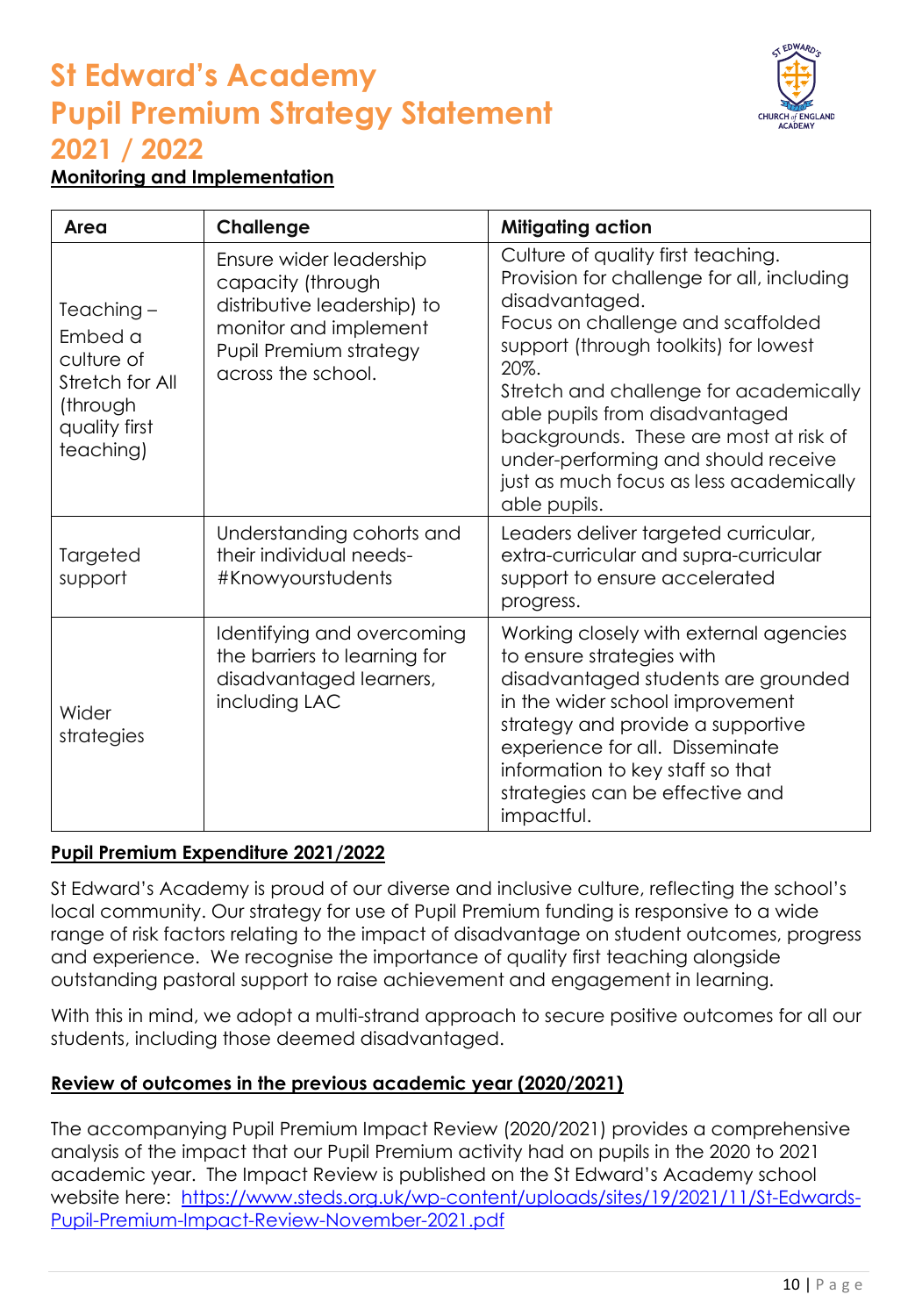# St Edward's Academy
# Pupil Premium Strategy Statement
# 2021 / 2022

## Monitoring and Implementation

| Area | Challenge | Mitigating action |
|---|---|---|
| Teaching – Embed a culture of Stretch for All (through quality first teaching) | Ensure wider leadership capacity (through distributive leadership) to monitor and implement Pupil Premium strategy across the school. | Culture of quality first teaching.<br>Provision for challenge for all, including disadvantaged.<br>Focus on challenge and scaffolded support (through toolkits) for lowest 20%.<br>Stretch and challenge for academically able pupils from disadvantaged backgrounds. These are most at risk of under-performing and should receive just as much focus as less academically able pupils. |
| Targeted support | Understanding cohorts and their individual needs- #Knowyourstudents | Leaders deliver targeted curricular, extra-curricular and supra-curricular support to ensure accelerated progress. |
| Wider strategies | Identifying and overcoming the barriers to learning for disadvantaged learners, including LAC | Working closely with external agencies to ensure strategies with disadvantaged students are grounded in the wider school improvement strategy and provide a supportive experience for all. Disseminate information to key staff so that strategies can be effective and impactful. |

## Pupil Premium Expenditure 2021/2022

St Edward's Academy is proud of our diverse and inclusive culture, reflecting the school's local community. Our strategy for use of Pupil Premium funding is responsive to a wide range of risk factors relating to the impact of disadvantage on student outcomes, progress and experience. We recognise the importance of quality first teaching alongside outstanding pastoral support to raise achievement and engagement in learning.

With this in mind, we adopt a multi-strand approach to secure positive outcomes for all our students, including those deemed disadvantaged.

## Review of outcomes in the previous academic year (2020/2021)

The accompanying Pupil Premium Impact Review (2020/2021) provides a comprehensive analysis of the impact that our Pupil Premium activity had on pupils in the 2020 to 2021 academic year. The Impact Review is published on the St Edward's Academy school website here: https://www.steds.org.uk/wp-content/uploads/sites/19/2021/11/St-Edwards-Pupil-Premium-Impact-Review-November-2021.pdf